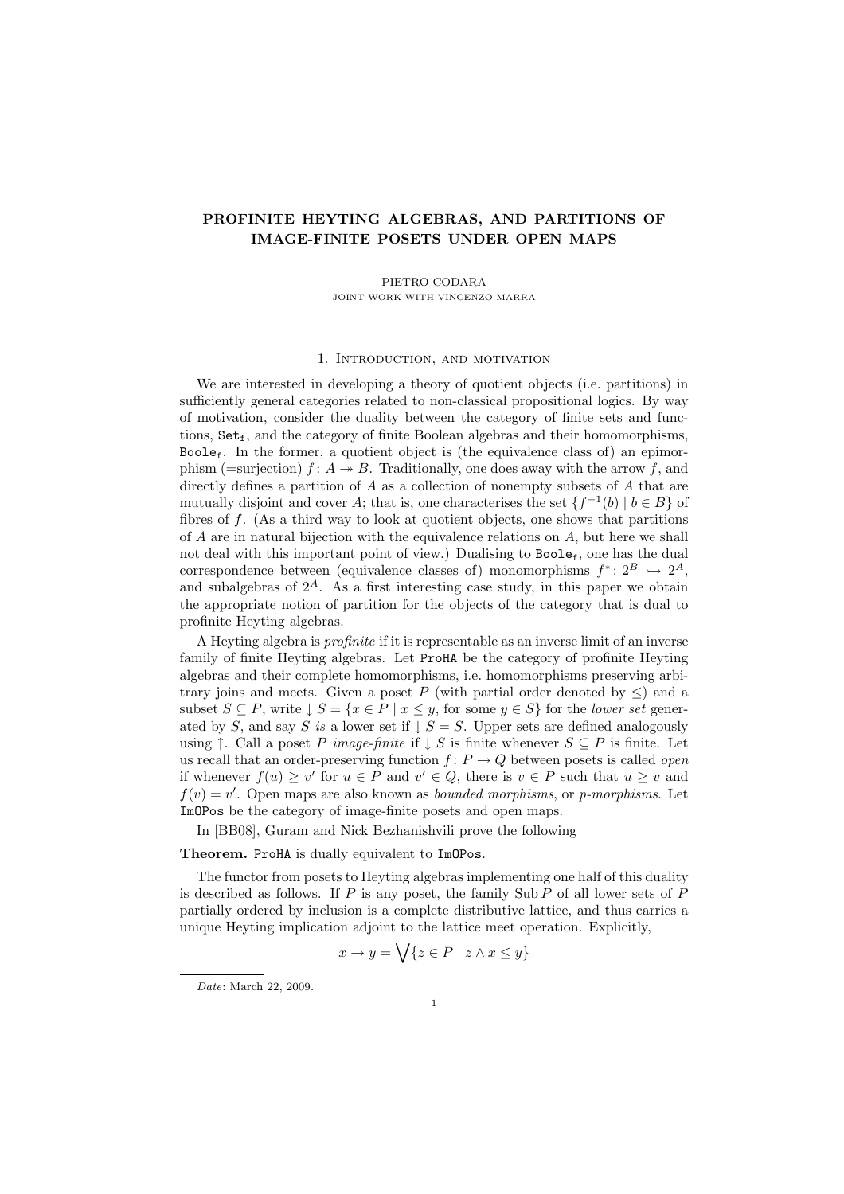# PROFINITE HEYTING ALGEBRAS, AND PARTITIONS OF IMAGE-FINITE POSETS UNDER OPEN MAPS

PIETRO CODARA

JOINT WORK WITH VINCENZO MARRA

## 1. Introduction, and motivation

We are interested in developing a theory of quotient objects (i.e. partitions) in sufficiently general categories related to non-classical propositional logics. By way of motivation, consider the duality between the category of finite sets and functions, $\mathtt{Set_f}$, and the category of finite Boolean algebras and their homomorphisms, $\mathtt{Bool_f}$. In the former, a quotient object is (the equivalence class of) an epimorphism (=surjection) $f\colon A \twoheadrightarrow B$. Traditionally, one does away with the arrow $f$, and directly defines a partition of $A$ as a collection of nonempty subsets of $A$ that are mutually disjoint and cover $A$; that is, one characterises the set $\{f^{-1}(b) \mid b \in B\}$ of fibres of $f$. (As a third way to look at quotient objects, one shows that partitions of $A$ are in natural bijection with the equivalence relations on $A$, but here we shall not deal with this important point of view.) Dualising to $\mathtt{Bool_f}$, one has the dual correspondence between (equivalence classes of) monomorphisms $f^*\colon 2^B \rightarrowtail 2^A$, and subalgebras of $2^A$. As a first interesting case study, in this paper we obtain the appropriate notion of partition for the objects of the category that is dual to profinite Heyting algebras.

A Heyting algebra is *profinite* if it is representable as an inverse limit of an inverse family of finite Heyting algebras. Let $\mathtt{ProHA}$ be the category of profinite Heyting algebras and their complete homomorphisms, i.e. homomorphisms preserving arbitrary joins and meets. Given a poset $P$ (with partial order denoted by $\leq$) and a subset $S \subseteq P$, write $\downarrow S = \{x \in P \mid x \leq y, \text{ for some } y \in S\}$ for the *lower set* generated by $S$, and say $S$ *is* a lower set if $\downarrow S = S$. Upper sets are defined analogously using $\uparrow$. Call a poset $P$ *image-finite* if $\downarrow S$ is finite whenever $S \subseteq P$ is finite. Let us recall that an order-preserving function $f\colon P \to Q$ between posets is called *open* if whenever $f(u) \geq v'$ for $u \in P$ and $v' \in Q$, there is $v \in P$ such that $u \geq v$ and $f(v) = v'$. Open maps are also known as *bounded morphisms*, or *p-morphisms*. Let $\mathtt{ImOPos}$ be the category of image-finite posets and open maps.

In [BB08], Guram and Nick Bezhanishvili prove the following

**Theorem.** $\mathtt{ProHA}$ is dually equivalent to $\mathtt{ImOPos}$.

The functor from posets to Heyting algebras implementing one half of this duality is described as follows. If $P$ is any poset, the family $\operatorname{Sub} P$ of all lower sets of $P$ partially ordered by inclusion is a complete distributive lattice, and thus carries a unique Heyting implication adjoint to the lattice meet operation. Explicitly,

$$x \to y = \bigvee\{z \in P \mid z \wedge x \leq y\}$$

*Date*: March 22, 2009.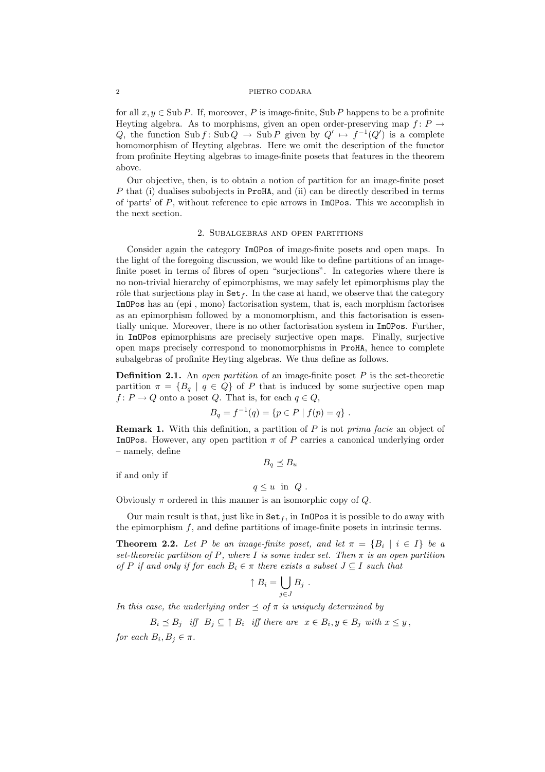for all $x, y \in \operatorname{Sub} P$. If, moreover, $P$ is image-finite, $\operatorname{Sub} P$ happens to be a profinite Heyting algebra. As to morphisms, given an open order-preserving map $f\colon P \to Q$, the function $\operatorname{Sub} f\colon \operatorname{Sub} Q \to \operatorname{Sub} P$ given by $Q' \mapsto f^{-1}(Q')$ is a complete homomorphism of Heyting algebras. Here we omit the description of the functor from profinite Heyting algebras to image-finite posets that features in the theorem above.

Our objective, then, is to obtain a notion of partition for an image-finite poset $P$ that (i) dualises subobjects in ProHA, and (ii) can be directly described in terms of 'parts' of $P$, without reference to epic arrows in ImOPos. This we accomplish in the next section.

## 2. Subalgebras and open partitions

Consider again the category ImOPos of image-finite posets and open maps. In the light of the foregoing discussion, we would like to define partitions of an image-finite poset in terms of fibres of open "surjections". In categories where there is no non-trivial hierarchy of epimorphisms, we may safely let epimorphisms play the rôle that surjections play in $\mathrm{Set}_f$. In the case at hand, we observe that the category ImOPos has an (epi , mono) factorisation system, that is, each morphism factorises as an epimorphism followed by a monomorphism, and this factorisation is essentially unique. Moreover, there is no other factorisation system in ImOPos. Further, in ImOPos epimorphisms are precisely surjective open maps. Finally, surjective open maps precisely correspond to monomorphisms in ProHA, hence to complete subalgebras of profinite Heyting algebras. We thus define as follows.

**Definition 2.1.** An *open partition* of an image-finite poset $P$ is the set-theoretic partition $\pi = \{B_q \mid q \in Q\}$ of $P$ that is induced by some surjective open map $f\colon P \to Q$ onto a poset $Q$. That is, for each $q \in Q$,

$$B_q = f^{-1}(q) = \{p \in P \mid f(p) = q\} \ .$$

**Remark 1.** With this definition, a partition of $P$ is not *prima facie* an object of ImOPos. However, any open partition $\pi$ of $P$ carries a canonical underlying order – namely, define

$$B_q \preceq B_u$$

if and only if

$$q \leq u \ \text{ in } \ Q \ .$$

Obviously $\pi$ ordered in this manner is an isomorphic copy of $Q$.

Our main result is that, just like in $\mathrm{Set}_f$, in ImOPos it is possible to do away with the epimorphism $f$, and define partitions of image-finite posets in intrinsic terms.

**Theorem 2.2.** *Let $P$ be an image-finite poset, and let $\pi = \{B_i \mid i \in I\}$ be a set-theoretic partition of $P$, where $I$ is some index set. Then $\pi$ is an open partition of $P$ if and only if for each $B_i \in \pi$ there exists a subset $J \subseteq I$ such that*

$$\uparrow B_i = \bigcup_{j \in J} B_j \ .$$

*In this case, the underlying order $\preceq$ of $\pi$ is uniquely determined by*

$$B_i \preceq B_j \ \text{ iff } \ B_j \subseteq \uparrow B_i \ \text{ iff there are } \ x \in B_i, y \in B_j \text{ with } x \leq y \,,$$

*for each $B_i, B_j \in \pi$.*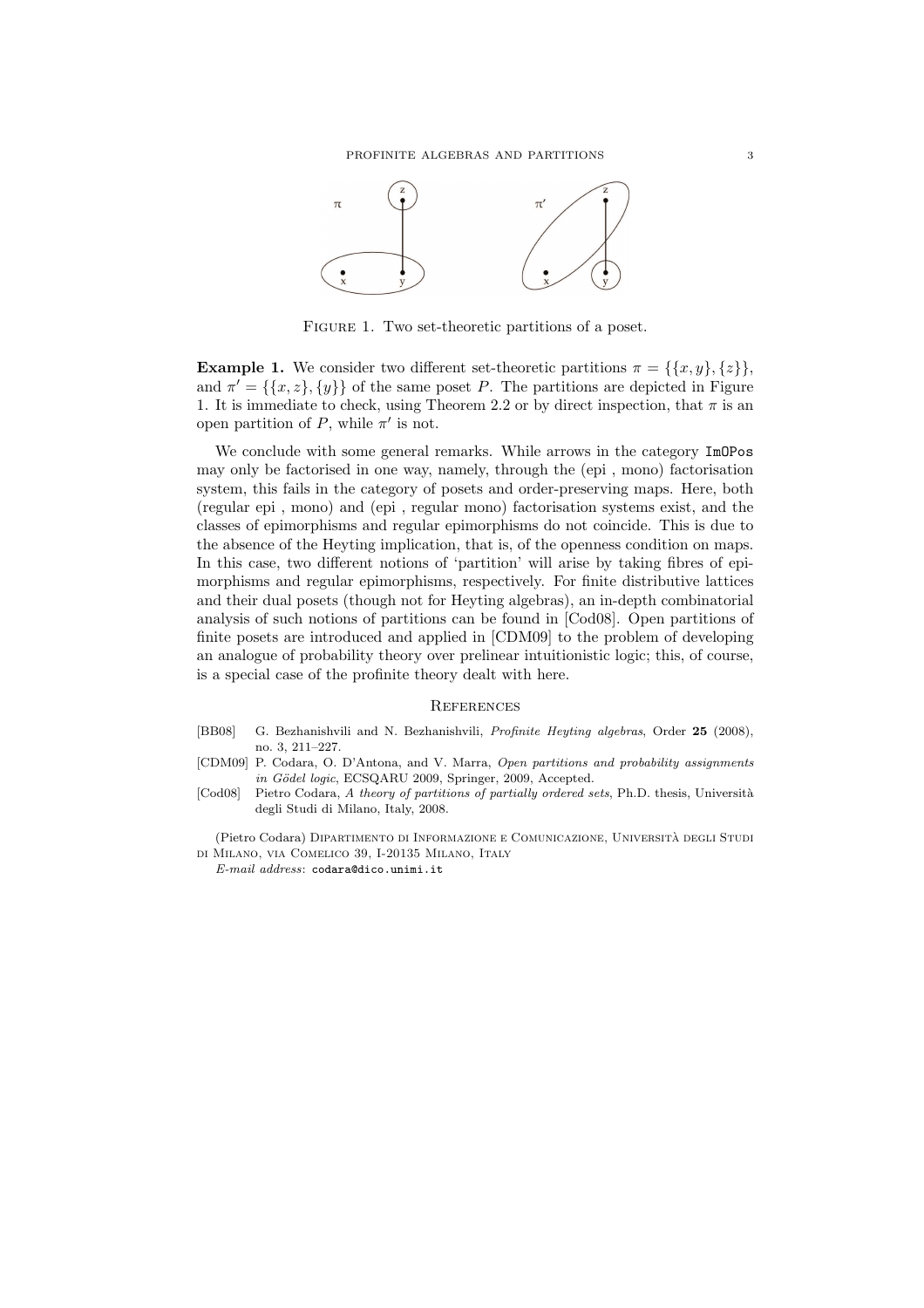FIGURE 1. Two set-theoretic partitions of a poset.

**Example 1.** We consider two different set-theoretic partitions $\pi = \{\{x, y\}, \{z\}\}$, and $\pi' = \{\{x, z\}, \{y\}\}$ of the same poset $P$. The partitions are depicted in Figure 1. It is immediate to check, using Theorem 2.2 or by direct inspection, that $\pi$ is an open partition of $P$, while $\pi'$ is not.

We conclude with some general remarks. While arrows in the category `ImOPos` may only be factorised in one way, namely, through the (epi , mono) factorisation system, this fails in the category of posets and order-preserving maps. Here, both (regular epi , mono) and (epi , regular mono) factorisation systems exist, and the classes of epimorphisms and regular epimorphisms do not coincide. This is due to the absence of the Heyting implication, that is, of the openness condition on maps. In this case, two different notions of 'partition' will arise by taking fibres of epimorphisms and regular epimorphisms, respectively. For finite distributive lattices and their dual posets (though not for Heyting algebras), an in-depth combinatorial analysis of such notions of partitions can be found in [Cod08]. Open partitions of finite posets are introduced and applied in [CDM09] to the problem of developing an analogue of probability theory over prelinear intuitionistic logic; this, of course, is a special case of the profinite theory dealt with here.

## References

[BB08] G. Bezhanishvili and N. Bezhanishvili, *Profinite Heyting algebras*, Order **25** (2008), no. 3, 211–227.

[CDM09] P. Codara, O. D'Antona, and V. Marra, *Open partitions and probability assignments in Gödel logic*, ECSQARU 2009, Springer, 2009, Accepted.

[Cod08] Pietro Codara, *A theory of partitions of partially ordered sets*, Ph.D. thesis, Università degli Studi di Milano, Italy, 2008.

(Pietro Codara) Dipartimento di Informazione e Comunicazione, Università degli Studi di Milano, via Comelico 39, I-20135 Milano, Italy

*E-mail address*: `codara@dico.unimi.it`